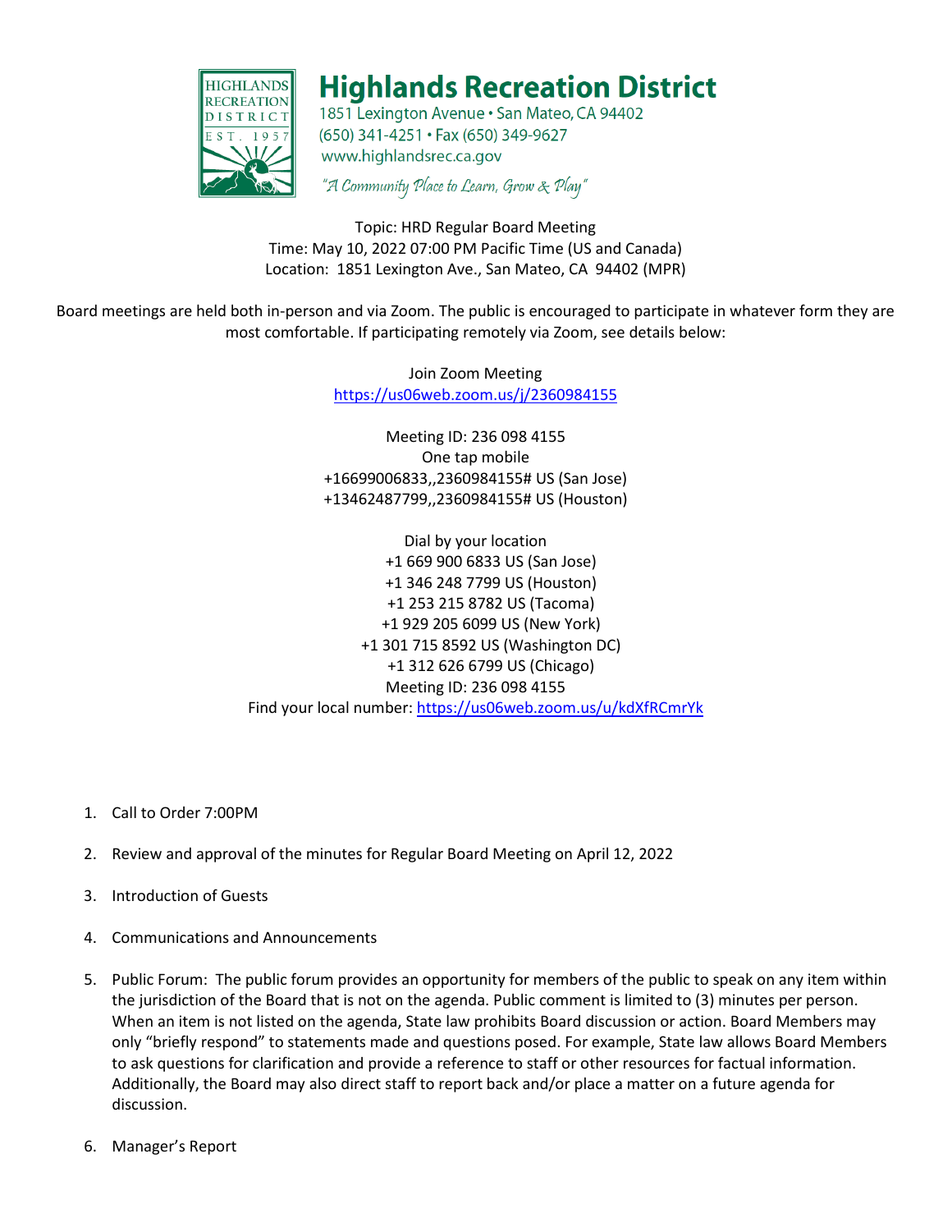# Highlands Recreation District

1851 Lexington Avenue • San Mateo, CA 94402
(650) 341-4251 • Fax (650) 349-9627
www.highlandsrec.ca.gov

*"A Community Place to Learn, Grow & Play"*

Topic: HRD Regular Board Meeting
Time: May 10, 2022 07:00 PM Pacific Time (US and Canada)
Location: 1851 Lexington Ave., San Mateo, CA 94402 (MPR)

Board meetings are held both in-person and via Zoom. The public is encouraged to participate in whatever form they are most comfortable. If participating remotely via Zoom, see details below:

Join Zoom Meeting
https://us06web.zoom.us/j/2360984155

Meeting ID: 236 098 4155
One tap mobile
+16699006833,,2360984155# US (San Jose)
+13462487799,,2360984155# US (Houston)

Dial by your location
+1 669 900 6833 US (San Jose)
+1 346 248 7799 US (Houston)
+1 253 215 8782 US (Tacoma)
+1 929 205 6099 US (New York)
+1 301 715 8592 US (Washington DC)
+1 312 626 6799 US (Chicago)
Meeting ID: 236 098 4155
Find your local number: https://us06web.zoom.us/u/kdXfRCmrYk

1. Call to Order 7:00PM
2. Review and approval of the minutes for Regular Board Meeting on April 12, 2022
3. Introduction of Guests
4. Communications and Announcements
5. Public Forum: The public forum provides an opportunity for members of the public to speak on any item within the jurisdiction of the Board that is not on the agenda. Public comment is limited to (3) minutes per person. When an item is not listed on the agenda, State law prohibits Board discussion or action. Board Members may only "briefly respond" to statements made and questions posed. For example, State law allows Board Members to ask questions for clarification and provide a reference to staff or other resources for factual information. Additionally, the Board may also direct staff to report back and/or place a matter on a future agenda for discussion.
6. Manager's Report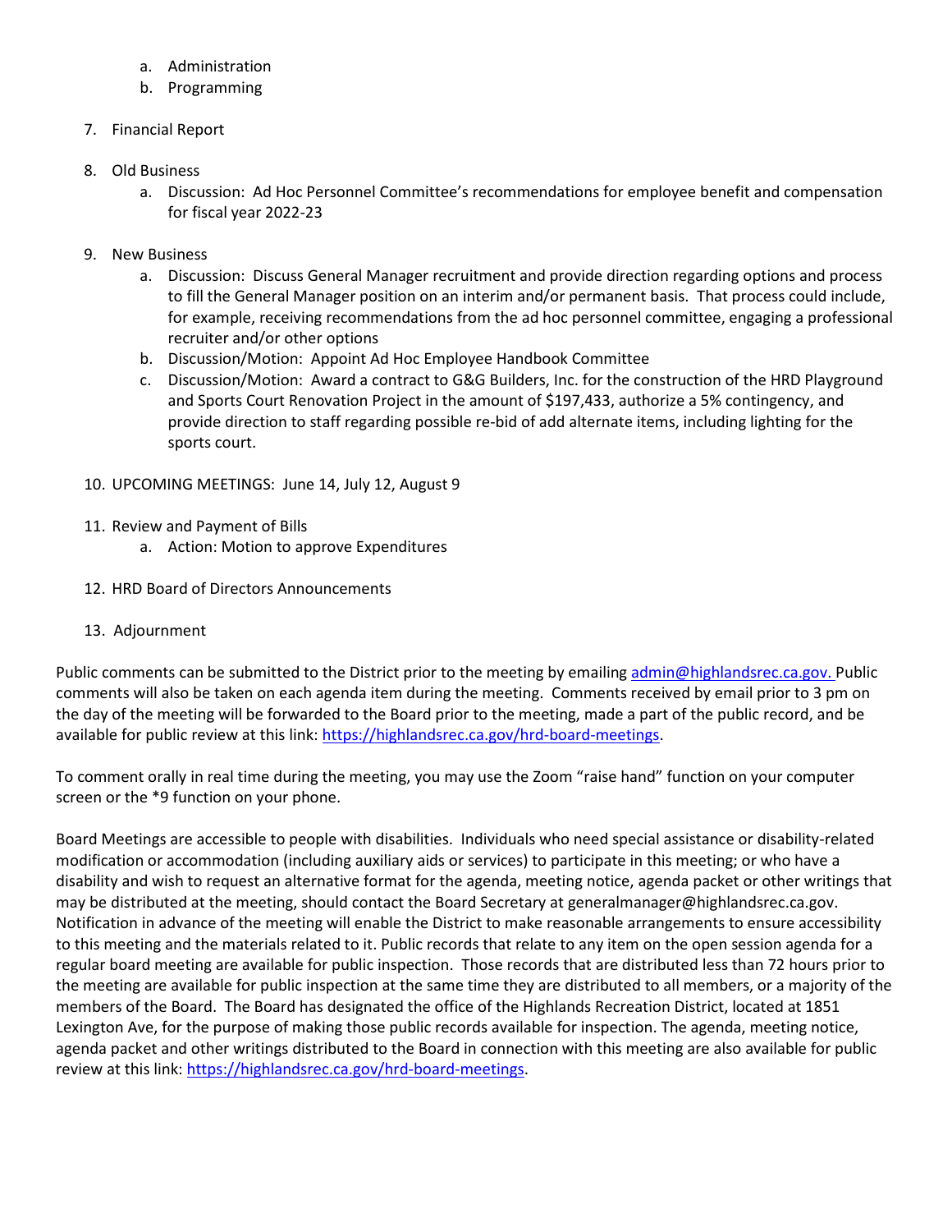a. Administration
   b. Programming

7. Financial Report

8. Old Business
   a. Discussion: Ad Hoc Personnel Committee's recommendations for employee benefit and compensation for fiscal year 2022-23

9. New Business
   a. Discussion: Discuss General Manager recruitment and provide direction regarding options and process to fill the General Manager position on an interim and/or permanent basis. That process could include, for example, receiving recommendations from the ad hoc personnel committee, engaging a professional recruiter and/or other options
   b. Discussion/Motion: Appoint Ad Hoc Employee Handbook Committee
   c. Discussion/Motion: Award a contract to G&G Builders, Inc. for the construction of the HRD Playground and Sports Court Renovation Project in the amount of $197,433, authorize a 5% contingency, and provide direction to staff regarding possible re-bid of add alternate items, including lighting for the sports court.

10. UPCOMING MEETINGS: June 14, July 12, August 9

11. Review and Payment of Bills
    a. Action: Motion to approve Expenditures

12. HRD Board of Directors Announcements

13. Adjournment

Public comments can be submitted to the District prior to the meeting by emailing admin@highlandsrec.ca.gov. Public comments will also be taken on each agenda item during the meeting. Comments received by email prior to 3 pm on the day of the meeting will be forwarded to the Board prior to the meeting, made a part of the public record, and be available for public review at this link: https://highlandsrec.ca.gov/hrd-board-meetings.

To comment orally in real time during the meeting, you may use the Zoom "raise hand" function on your computer screen or the *9 function on your phone.

Board Meetings are accessible to people with disabilities. Individuals who need special assistance or disability-related modification or accommodation (including auxiliary aids or services) to participate in this meeting; or who have a disability and wish to request an alternative format for the agenda, meeting notice, agenda packet or other writings that may be distributed at the meeting, should contact the Board Secretary at generalmanager@highlandsrec.ca.gov. Notification in advance of the meeting will enable the District to make reasonable arrangements to ensure accessibility to this meeting and the materials related to it. Public records that relate to any item on the open session agenda for a regular board meeting are available for public inspection. Those records that are distributed less than 72 hours prior to the meeting are available for public inspection at the same time they are distributed to all members, or a majority of the members of the Board. The Board has designated the office of the Highlands Recreation District, located at 1851 Lexington Ave, for the purpose of making those public records available for inspection. The agenda, meeting notice, agenda packet and other writings distributed to the Board in connection with this meeting are also available for public review at this link: https://highlandsrec.ca.gov/hrd-board-meetings.